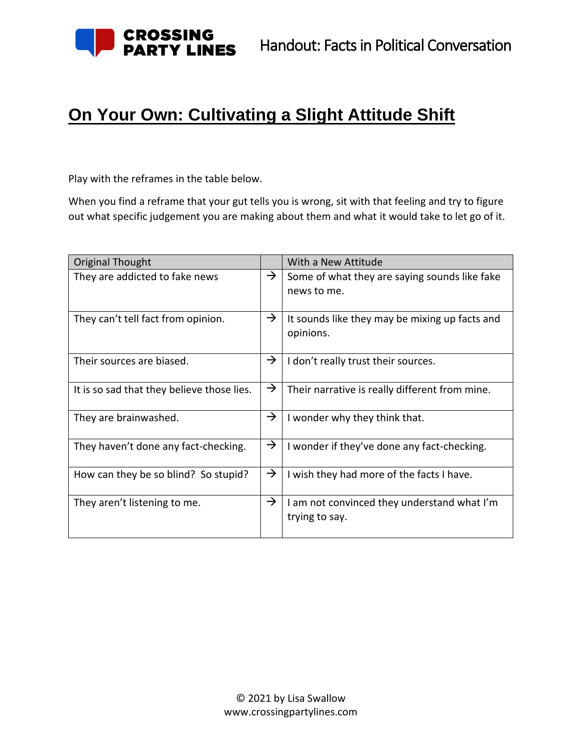# On Your Own: Cultivating a Slight Attitude Shift

Play with the reframes in the table below.

When you find a reframe that your gut tells you is wrong, sit with that feeling and try to figure out what specific judgement you are making about them and what it would take to let go of it.

| Original Thought | | With a New Attitude |
|---|---|---|
| They are addicted to fake news | → | Some of what they are saying sounds like fake news to me. |
| They can't tell fact from opinion. | → | It sounds like they may be mixing up facts and opinions. |
| Their sources are biased. | → | I don't really trust their sources. |
| It is so sad that they believe those lies. | → | Their narrative is really different from mine. |
| They are brainwashed. | → | I wonder why they think that. |
| They haven't done any fact-checking. | → | I wonder if they've done any fact-checking. |
| How can they be so blind? So stupid? | → | I wish they had more of the facts I have. |
| They aren't listening to me. | → | I am not convinced they understand what I'm trying to say. |

© 2021 by Lisa Swallow
www.crossingpartylines.com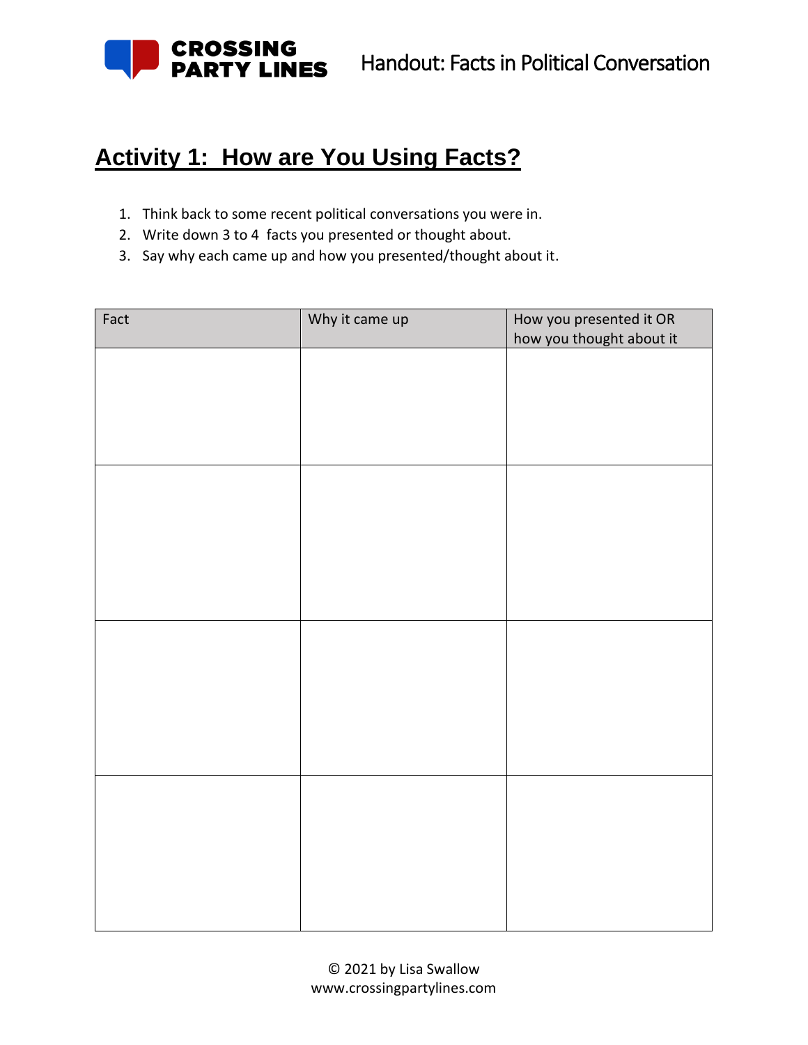## Activity 1: How are You Using Facts?

1. Think back to some recent political conversations you were in.
2. Write down 3 to 4 facts you presented or thought about.
3. Say why each came up and how you presented/thought about it.

| Fact | Why it came up | How you presented it OR how you thought about it |
|---|---|---|
| | | |
| | | |
| | | |
| | | |

© 2021 by Lisa Swallow
www.crossingpartylines.com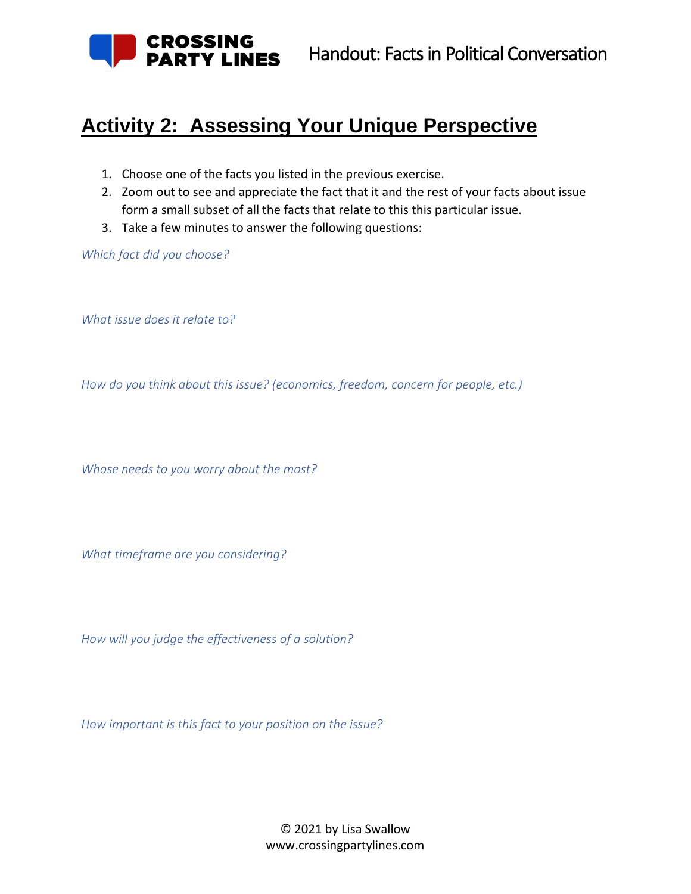# Activity 2: Assessing Your Unique Perspective

1. Choose one of the facts you listed in the previous exercise.
2. Zoom out to see and appreciate the fact that it and the rest of your facts about issue form a small subset of all the facts that relate to this this particular issue.
3. Take a few minutes to answer the following questions:

*Which fact did you choose?*

*What issue does it relate to?*

*How do you think about this issue? (economics, freedom, concern for people, etc.)*

*Whose needs to you worry about the most?*

*What timeframe are you considering?*

*How will you judge the effectiveness of a solution?*

*How important is this fact to your position on the issue?*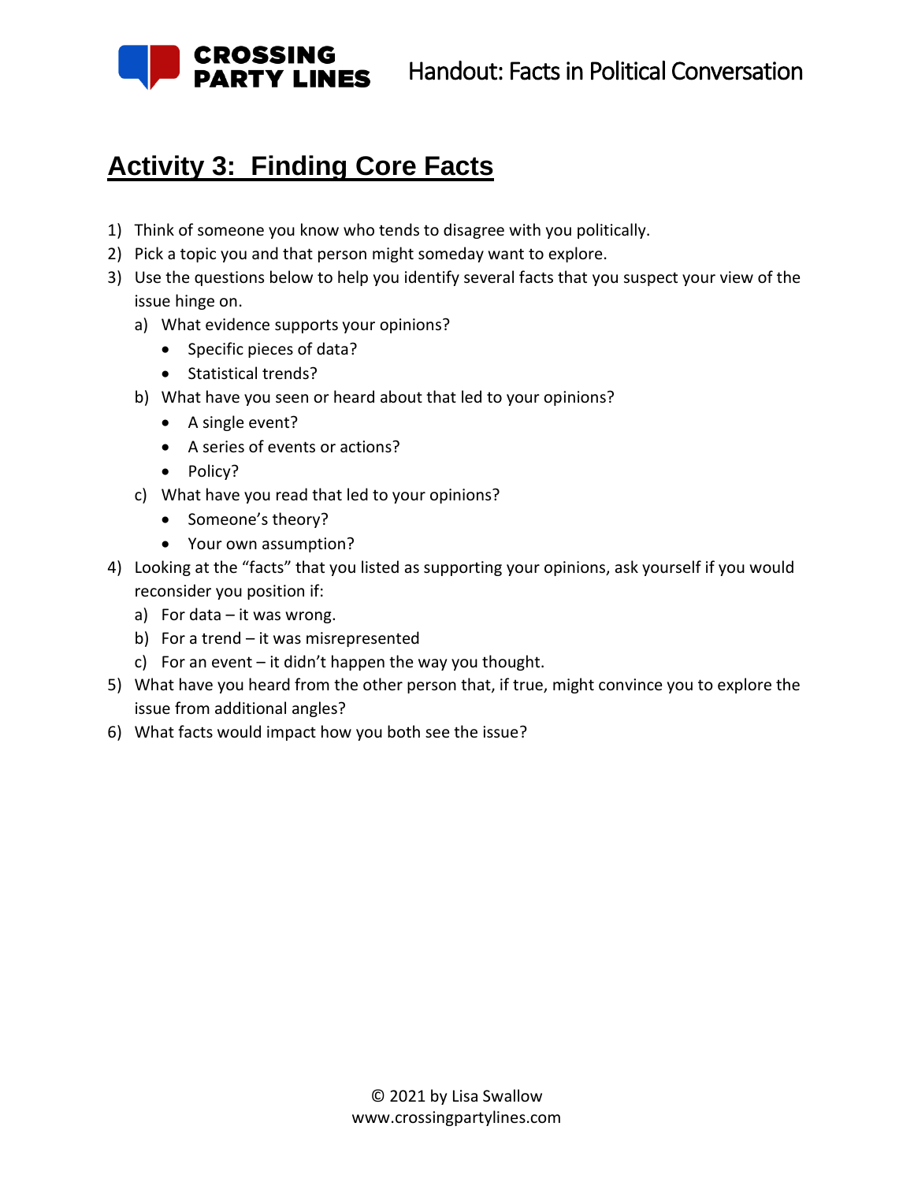## Activity 3: Finding Core Facts

1) Think of someone you know who tends to disagree with you politically.
2) Pick a topic you and that person might someday want to explore.
3) Use the questions below to help you identify several facts that you suspect your view of the issue hinge on.
   a) What evidence supports your opinions?
      - Specific pieces of data?
      - Statistical trends?
   b) What have you seen or heard about that led to your opinions?
      - A single event?
      - A series of events or actions?
      - Policy?
   c) What have you read that led to your opinions?
      - Someone's theory?
      - Your own assumption?
4) Looking at the "facts" that you listed as supporting your opinions, ask yourself if you would reconsider you position if:
   a) For data – it was wrong.
   b) For a trend – it was misrepresented
   c) For an event – it didn't happen the way you thought.
5) What have you heard from the other person that, if true, might convince you to explore the issue from additional angles?
6) What facts would impact how you both see the issue?